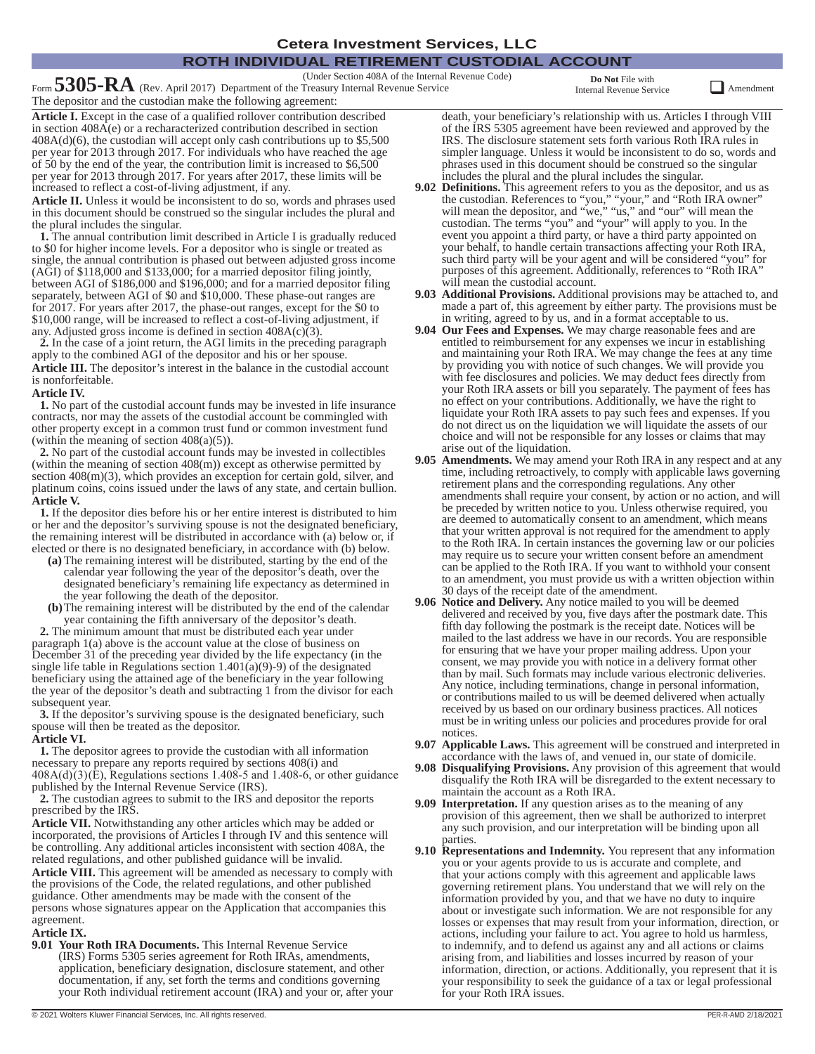# Cetera Investment Services, LLC

## ROTH INDIVIDUAL RETIREMENT CUSTODIAL ACCOUNT

(Under Section 408A of the Internal Revenue Code)

Form **5305-RA** (Rev. April 2017) Department of the Treasury Internal Revenue Service

**Do Not** File with Internal Revenue Service

☐ Amendment

The depositor and the custodian make the following agreement:

**Article I.** Except in the case of a qualified rollover contribution described in section 408A(e) or a recharacterized contribution described in section 408A(d)(6), the custodian will accept only cash contributions up to $5,500 per year for 2013 through 2017. For individuals who have reached the age of 50 by the end of the year, the contribution limit is increased to $6,500 per year for 2013 through 2017. For years after 2017, these limits will be increased to reflect a cost-of-living adjustment, if any.

**Article II.** Unless it would be inconsistent to do so, words and phrases used in this document should be construed so the singular includes the plural and the plural includes the singular.

**1.** The annual contribution limit described in Article I is gradually reduced to $0 for higher income levels. For a depositor who is single or treated as single, the annual contribution is phased out between adjusted gross income (AGI) of $118,000 and $133,000; for a married depositor filing jointly, between AGI of $186,000 and $196,000; and for a married depositor filing separately, between AGI of $0 and $10,000. These phase-out ranges are for 2017. For years after 2017, the phase-out ranges, except for the $0 to $10,000 range, will be increased to reflect a cost-of-living adjustment, if any. Adjusted gross income is defined in section 408A(c)(3).

**2.** In the case of a joint return, the AGI limits in the preceding paragraph apply to the combined AGI of the depositor and his or her spouse.

**Article III.** The depositor's interest in the balance in the custodial account is nonforfeitable.

**Article IV.**

**1.** No part of the custodial account funds may be invested in life insurance contracts, nor may the assets of the custodial account be commingled with other property except in a common trust fund or common investment fund (within the meaning of section 408(a)(5)).

**2.** No part of the custodial account funds may be invested in collectibles (within the meaning of section 408(m)) except as otherwise permitted by section 408(m)(3), which provides an exception for certain gold, silver, and platinum coins, coins issued under the laws of any state, and certain bullion.

**Article V.**

**1.** If the depositor dies before his or her entire interest is distributed to him or her and the depositor's surviving spouse is not the designated beneficiary, the remaining interest will be distributed in accordance with (a) below or, if elected or there is no designated beneficiary, in accordance with (b) below.

- **(a)** The remaining interest will be distributed, starting by the end of the calendar year following the year of the depositor's death, over the designated beneficiary's remaining life expectancy as determined in the year following the death of the depositor.
- **(b)** The remaining interest will be distributed by the end of the calendar year containing the fifth anniversary of the depositor's death.

**2.** The minimum amount that must be distributed each year under paragraph 1(a) above is the account value at the close of business on December 31 of the preceding year divided by the life expectancy (in the single life table in Regulations section 1.401(a)(9)-9) of the designated beneficiary using the attained age of the beneficiary in the year following the year of the depositor's death and subtracting 1 from the divisor for each subsequent year.

**3.** If the depositor's surviving spouse is the designated beneficiary, such spouse will then be treated as the depositor.

**Article VI.**

**1.** The depositor agrees to provide the custodian with all information necessary to prepare any reports required by sections 408(i) and 408A(d)(3)(E), Regulations sections 1.408-5 and 1.408-6, or other guidance published by the Internal Revenue Service (IRS).

**2.** The custodian agrees to submit to the IRS and depositor the reports prescribed by the IRS.

**Article VII.** Notwithstanding any other articles which may be added or incorporated, the provisions of Articles I through IV and this sentence will be controlling. Any additional articles inconsistent with section 408A, the related regulations, and other published guidance will be invalid.

**Article VIII.** This agreement will be amended as necessary to comply with the provisions of the Code, the related regulations, and other published guidance. Other amendments may be made with the consent of the persons whose signatures appear on the Application that accompanies this agreement.

**Article IX.**

**9.01 Your Roth IRA Documents.** This Internal Revenue Service (IRS) Forms 5305 series agreement for Roth IRAs, amendments, application, beneficiary designation, disclosure statement, and other documentation, if any, set forth the terms and conditions governing your Roth individual retirement account (IRA) and your or, after your death, your beneficiary's relationship with us. Articles I through VIII of the IRS 5305 agreement have been reviewed and approved by the IRS. The disclosure statement sets forth various Roth IRA rules in simpler language. Unless it would be inconsistent to do so, words and phrases used in this document should be construed so the singular includes the plural and the plural includes the singular.

**9.02 Definitions.** This agreement refers to you as the depositor, and us as the custodian. References to "you," "your," and "Roth IRA owner" will mean the depositor, and "we," "us," and "our" will mean the custodian. The terms "you" and "your" will apply to you. In the event you appoint a third party, or have a third party appointed on your behalf, to handle certain transactions affecting your Roth IRA, such third party will be your agent and will be considered "you" for purposes of this agreement. Additionally, references to "Roth IRA" will mean the custodial account.

**9.03 Additional Provisions.** Additional provisions may be attached to, and made a part of, this agreement by either party. The provisions must be in writing, agreed to by us, and in a format acceptable to us.

**9.04 Our Fees and Expenses.** We may charge reasonable fees and are entitled to reimbursement for any expenses we incur in establishing and maintaining your Roth IRA. We may change the fees at any time by providing you with notice of such changes. We will provide you with fee disclosures and policies. We may deduct fees directly from your Roth IRA assets or bill you separately. The payment of fees has no effect on your contributions. Additionally, we have the right to liquidate your Roth IRA assets to pay such fees and expenses. If you do not direct us on the liquidation we will liquidate the assets of our choice and will not be responsible for any losses or claims that may arise out of the liquidation.

**9.05 Amendments.** We may amend your Roth IRA in any respect and at any time, including retroactively, to comply with applicable laws governing retirement plans and the corresponding regulations. Any other amendments shall require your consent, by action or no action, and will be preceded by written notice to you. Unless otherwise required, you are deemed to automatically consent to an amendment, which means that your written approval is not required for the amendment to apply to the Roth IRA. In certain instances the governing law or our policies may require us to secure your written consent before an amendment can be applied to the Roth IRA. If you want to withhold your consent to an amendment, you must provide us with a written objection within 30 days of the receipt date of the amendment.

**9.06 Notice and Delivery.** Any notice mailed to you will be deemed delivered and received by you, five days after the postmark date. This fifth day following the postmark is the receipt date. Notices will be mailed to the last address we have in our records. You are responsible for ensuring that we have your proper mailing address. Upon your consent, we may provide you with notice in a delivery format other than by mail. Such formats may include various electronic deliveries. Any notice, including terminations, change in personal information, or contributions mailed to us will be deemed delivered when actually received by us based on our ordinary business practices. All notices must be in writing unless our policies and procedures provide for oral notices.

**9.07 Applicable Laws.** This agreement will be construed and interpreted in accordance with the laws of, and venued in, our state of domicile.

**9.08 Disqualifying Provisions.** Any provision of this agreement that would disqualify the Roth IRA will be disregarded to the extent necessary to maintain the account as a Roth IRA.

**9.09 Interpretation.** If any question arises as to the meaning of any provision of this agreement, then we shall be authorized to interpret any such provision, and our interpretation will be binding upon all parties.

**9.10 Representations and Indemnity.** You represent that any information you or your agents provide to us is accurate and complete, and that your actions comply with this agreement and applicable laws governing retirement plans. You understand that we will rely on the information provided by you, and that we have no duty to inquire about or investigate such information. We are not responsible for any losses or expenses that may result from your information, direction, or actions, including your failure to act. You agree to hold us harmless, to indemnify, and to defend us against any and all actions or claims arising from, and liabilities and losses incurred by reason of your information, direction, or actions. Additionally, you represent that it is your responsibility to seek the guidance of a tax or legal professional for your Roth IRA issues.

© 2021 Wolters Kluwer Financial Services, Inc. All rights reserved. PER-R-AMD 2/18/2021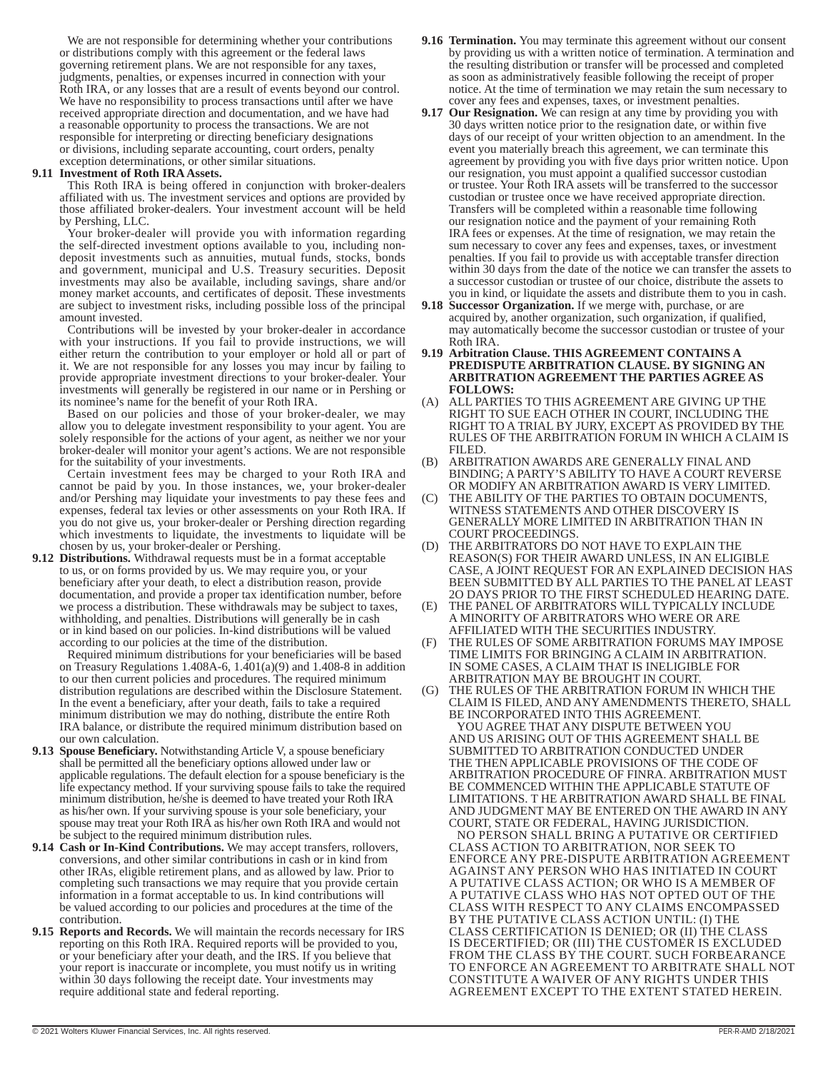We are not responsible for determining whether your contributions or distributions comply with this agreement or the federal laws governing retirement plans. We are not responsible for any taxes, judgments, penalties, or expenses incurred in connection with your Roth IRA, or any losses that are a result of events beyond our control. We have no responsibility to process transactions until after we have received appropriate direction and documentation, and we have had a reasonable opportunity to process the transactions. We are not responsible for interpreting or directing beneficiary designations or divisions, including separate accounting, court orders, penalty exception determinations, or other similar situations.

**9.11 Investment of Roth IRA Assets.**

This Roth IRA is being offered in conjunction with broker-dealers affiliated with us. The investment services and options are provided by those affiliated broker-dealers. Your investment account will be held by Pershing, LLC.

Your broker-dealer will provide you with information regarding the self-directed investment options available to you, including non-deposit investments such as annuities, mutual funds, stocks, bonds and government, municipal and U.S. Treasury securities. Deposit investments may also be available, including savings, share and/or money market accounts, and certificates of deposit. These investments are subject to investment risks, including possible loss of the principal amount invested.

Contributions will be invested by your broker-dealer in accordance with your instructions. If you fail to provide instructions, we will either return the contribution to your employer or hold all or part of it. We are not responsible for any losses you may incur by failing to provide appropriate investment directions to your broker-dealer. Your investments will generally be registered in our name or in Pershing or its nominee's name for the benefit of your Roth IRA.

Based on our policies and those of your broker-dealer, we may allow you to delegate investment responsibility to your agent. You are solely responsible for the actions of your agent, as neither we nor your broker-dealer will monitor your agent's actions. We are not responsible for the suitability of your investments.

Certain investment fees may be charged to your Roth IRA and cannot be paid by you. In those instances, we, your broker-dealer and/or Pershing may liquidate your investments to pay these fees and expenses, federal tax levies or other assessments on your Roth IRA. If you do not give us, your broker-dealer or Pershing direction regarding which investments to liquidate, the investments to liquidate will be chosen by us, your broker-dealer or Pershing.

**9.12 Distributions.** Withdrawal requests must be in a format acceptable to us, or on forms provided by us. We may require you, or your beneficiary after your death, to elect a distribution reason, provide documentation, and provide a proper tax identification number, before we process a distribution. These withdrawals may be subject to taxes, withholding, and penalties. Distributions will generally be in cash or in kind based on our policies. In-kind distributions will be valued according to our policies at the time of the distribution.

Required minimum distributions for your beneficiaries will be based on Treasury Regulations 1.408A-6, 1.401(a)(9) and 1.408-8 in addition to our then current policies and procedures. The required minimum distribution regulations are described within the Disclosure Statement. In the event a beneficiary, after your death, fails to take a required minimum distribution we may do nothing, distribute the entire Roth IRA balance, or distribute the required minimum distribution based on our own calculation.

**9.13 Spouse Beneficiary.** Notwithstanding Article V, a spouse beneficiary shall be permitted all the beneficiary options allowed under law or applicable regulations. The default election for a spouse beneficiary is the life expectancy method. If your surviving spouse fails to take the required minimum distribution, he/she is deemed to have treated your Roth IRA as his/her own. If your surviving spouse is your sole beneficiary, your spouse may treat your Roth IRA as his/her own Roth IRA and would not be subject to the required minimum distribution rules.

**9.14 Cash or In-Kind Contributions.** We may accept transfers, rollovers, conversions, and other similar contributions in cash or in kind from other IRAs, eligible retirement plans, and as allowed by law. Prior to completing such transactions we may require that you provide certain information in a format acceptable to us. In kind contributions will be valued according to our policies and procedures at the time of the contribution.

**9.15 Reports and Records.** We will maintain the records necessary for IRS reporting on this Roth IRA. Required reports will be provided to you, or your beneficiary after your death, and the IRS. If you believe that your report is inaccurate or incomplete, you must notify us in writing within 30 days following the receipt date. Your investments may require additional state and federal reporting.

**9.16 Termination.** You may terminate this agreement without our consent by providing us with a written notice of termination. A termination and the resulting distribution or transfer will be processed and completed as soon as administratively feasible following the receipt of proper notice. At the time of termination we may retain the sum necessary to cover any fees and expenses, taxes, or investment penalties.

**9.17 Our Resignation.** We can resign at any time by providing you with 30 days written notice prior to the resignation date, or within five days of our receipt of your written objection to an amendment. In the event you materially breach this agreement, we can terminate this agreement by providing you with five days prior written notice. Upon our resignation, you must appoint a qualified successor custodian or trustee. Your Roth IRA assets will be transferred to the successor custodian or trustee once we have received appropriate direction. Transfers will be completed within a reasonable time following our resignation notice and the payment of your remaining Roth IRA fees or expenses. At the time of resignation, we may retain the sum necessary to cover any fees and expenses, taxes, or investment penalties. If you fail to provide us with acceptable transfer direction within 30 days from the date of the notice we can transfer the assets to a successor custodian or trustee of our choice, distribute the assets to you in kind, or liquidate the assets and distribute them to you in cash.

**9.18 Successor Organization.** If we merge with, purchase, or are acquired by, another organization, such organization, if qualified, may automatically become the successor custodian or trustee of your Roth IRA.

**9.19 Arbitration Clause. THIS AGREEMENT CONTAINS A PREDISPUTE ARBITRATION CLAUSE. BY SIGNING AN ARBITRATION AGREEMENT THE PARTIES AGREE AS FOLLOWS:**

(A) ALL PARTIES TO THIS AGREEMENT ARE GIVING UP THE RIGHT TO SUE EACH OTHER IN COURT, INCLUDING THE RIGHT TO A TRIAL BY JURY, EXCEPT AS PROVIDED BY THE RULES OF THE ARBITRATION FORUM IN WHICH A CLAIM IS FILED.

(B) ARBITRATION AWARDS ARE GENERALLY FINAL AND BINDING; A PARTY'S ABILITY TO HAVE A COURT REVERSE OR MODIFY AN ARBITRATION AWARD IS VERY LIMITED.

(C) THE ABILITY OF THE PARTIES TO OBTAIN DOCUMENTS, WITNESS STATEMENTS AND OTHER DISCOVERY IS GENERALLY MORE LIMITED IN ARBITRATION THAN IN COURT PROCEEDINGS.

(D) THE ARBITRATORS DO NOT HAVE TO EXPLAIN THE REASON(S) FOR THEIR AWARD UNLESS, IN AN ELIGIBLE CASE, A JOINT REQUEST FOR AN EXPLAINED DECISION HAS BEEN SUBMITTED BY ALL PARTIES TO THE PANEL AT LEAST 2O DAYS PRIOR TO THE FIRST SCHEDULED HEARING DATE.

(E) THE PANEL OF ARBITRATORS WILL TYPICALLY INCLUDE A MINORITY OF ARBITRATORS WHO WERE OR ARE AFFILIATED WITH THE SECURITIES INDUSTRY.

(F) THE RULES OF SOME ARBITRATION FORUMS MAY IMPOSE TIME LIMITS FOR BRINGING A CLAIM IN ARBITRATION. IN SOME CASES, A CLAIM THAT IS INELIGIBLE FOR ARBITRATION MAY BE BROUGHT IN COURT.

(G) THE RULES OF THE ARBITRATION FORUM IN WHICH THE CLAIM IS FILED, AND ANY AMENDMENTS THERETO, SHALL BE INCORPORATED INTO THIS AGREEMENT.

YOU AGREE THAT ANY DISPUTE BETWEEN YOU AND US ARISING OUT OF THIS AGREEMENT SHALL BE SUBMITTED TO ARBITRATION CONDUCTED UNDER THE THEN APPLICABLE PROVISIONS OF THE CODE OF ARBITRATION PROCEDURE OF FINRA. ARBITRATION MUST BE COMMENCED WITHIN THE APPLICABLE STATUTE OF LIMITATIONS. T HE ARBITRATION AWARD SHALL BE FINAL AND JUDGMENT MAY BE ENTERED ON THE AWARD IN ANY COURT, STATE OR FEDERAL, HAVING JURISDICTION.

NO PERSON SHALL BRING A PUTATIVE OR CERTIFIED CLASS ACTION TO ARBITRATION, NOR SEEK TO ENFORCE ANY PRE-DISPUTE ARBITRATION AGREEMENT AGAINST ANY PERSON WHO HAS INITIATED IN COURT A PUTATIVE CLASS ACTION; OR WHO IS A MEMBER OF A PUTATIVE CLASS WHO HAS NOT OPTED OUT OF THE CLASS WITH RESPECT TO ANY CLAIMS ENCOMPASSED BY THE PUTATIVE CLASS ACTION UNTIL: (I) THE CLASS CERTIFICATION IS DENIED; OR (II) THE CLASS IS DECERTIFIED; OR (III) THE CUSTOMER IS EXCLUDED FROM THE CLASS BY THE COURT. SUCH FORBEARANCE TO ENFORCE AN AGREEMENT TO ARBITRATE SHALL NOT CONSTITUTE A WAIVER OF ANY RIGHTS UNDER THIS AGREEMENT EXCEPT TO THE EXTENT STATED HEREIN.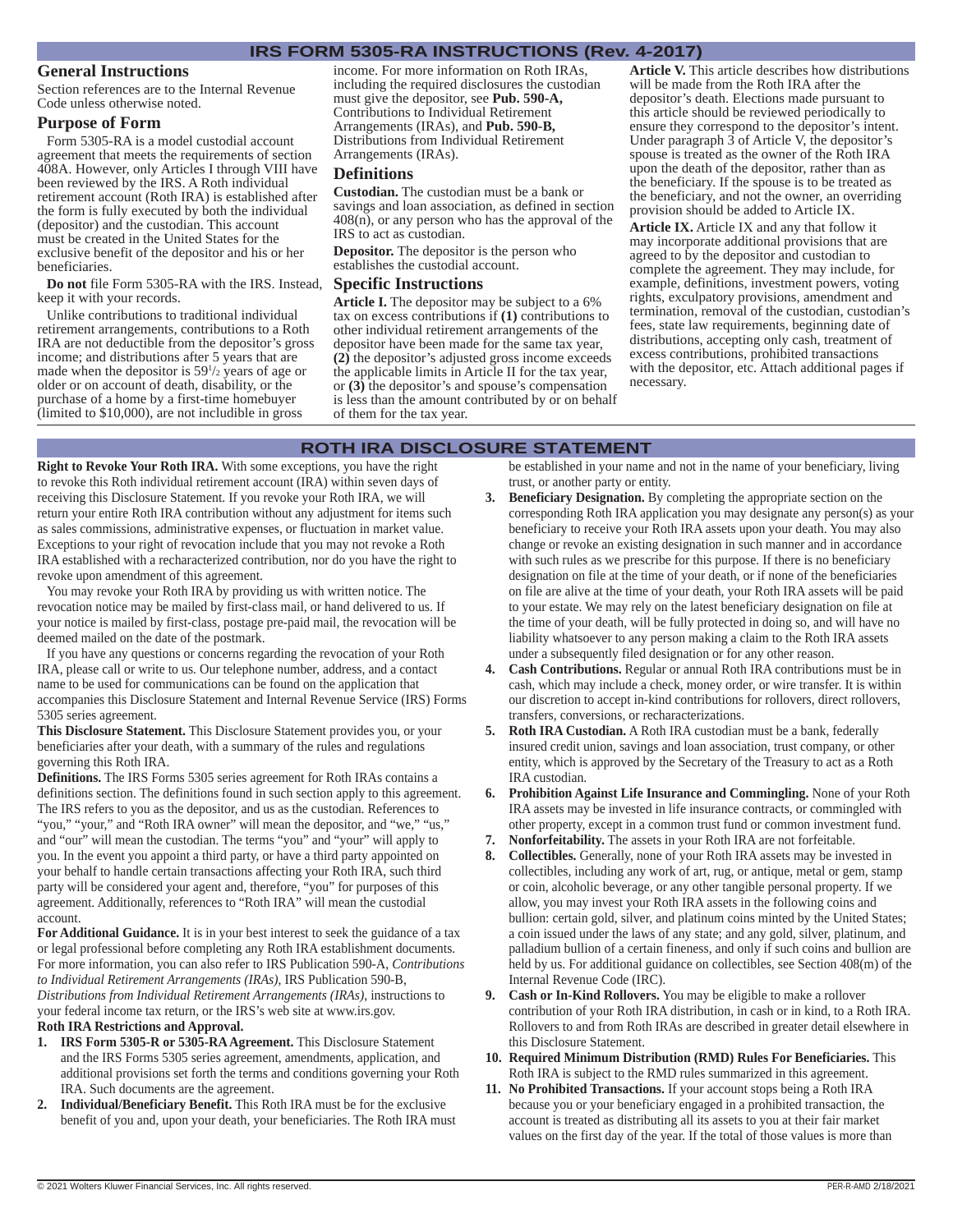## IRS FORM 5305-RA INSTRUCTIONS (Rev. 4-2017)

### General Instructions

Section references are to the Internal Revenue Code unless otherwise noted.

### Purpose of Form

Form 5305-RA is a model custodial account agreement that meets the requirements of section 408A. However, only Articles I through VIII have been reviewed by the IRS. A Roth individual retirement account (Roth IRA) is established after the form is fully executed by both the individual (depositor) and the custodian. This account must be created in the United States for the exclusive benefit of the depositor and his or her beneficiaries.

**Do not** file Form 5305-RA with the IRS. Instead, keep it with your records.

Unlike contributions to traditional individual retirement arrangements, contributions to a Roth IRA are not deductible from the depositor's gross income; and distributions after 5 years that are made when the depositor is 59½ years of age or older or on account of death, disability, or the purchase of a home by a first-time homebuyer (limited to $10,000), are not includible in gross income. For more information on Roth IRAs, including the required disclosures the custodian must give the depositor, see **Pub. 590-A,** Contributions to Individual Retirement Arrangements (IRAs), and **Pub. 590-B,** Distributions from Individual Retirement Arrangements (IRAs).

### Definitions

**Custodian.** The custodian must be a bank or savings and loan association, as defined in section 408(n), or any person who has the approval of the IRS to act as custodian.

**Depositor.** The depositor is the person who establishes the custodial account.

### Specific Instructions

**Article I.** The depositor may be subject to a 6% tax on excess contributions if **(1)** contributions to other individual retirement arrangements of the depositor have been made for the same tax year, **(2)** the depositor's adjusted gross income exceeds the applicable limits in Article II for the tax year, or **(3)** the depositor's and spouse's compensation is less than the amount contributed by or on behalf of them for the tax year.

**Article V.** This article describes how distributions will be made from the Roth IRA after the depositor's death. Elections made pursuant to this article should be reviewed periodically to ensure they correspond to the depositor's intent. Under paragraph 3 of Article V, the depositor's spouse is treated as the owner of the Roth IRA upon the death of the depositor, rather than as the beneficiary. If the spouse is to be treated as the beneficiary, and not the owner, an overriding provision should be added to Article IX.

**Article IX.** Article IX and any that follow it may incorporate additional provisions that are agreed to by the depositor and custodian to complete the agreement. They may include, for example, definitions, investment powers, voting rights, exculpatory provisions, amendment and termination, removal of the custodian, custodian's fees, state law requirements, beginning date of distributions, accepting only cash, treatment of excess contributions, prohibited transactions with the depositor, etc. Attach additional pages if necessary.

## ROTH IRA DISCLOSURE STATEMENT

**Right to Revoke Your Roth IRA.** With some exceptions, you have the right to revoke this Roth individual retirement account (IRA) within seven days of receiving this Disclosure Statement. If you revoke your Roth IRA, we will return your entire Roth IRA contribution without any adjustment for items such as sales commissions, administrative expenses, or fluctuation in market value. Exceptions to your right of revocation include that you may not revoke a Roth IRA established with a recharacterized contribution, nor do you have the right to revoke upon amendment of this agreement.

You may revoke your Roth IRA by providing us with written notice. The revocation notice may be mailed by first-class mail, or hand delivered to us. If your notice is mailed by first-class, postage pre-paid mail, the revocation will be deemed mailed on the date of the postmark.

If you have any questions or concerns regarding the revocation of your Roth IRA, please call or write to us. Our telephone number, address, and a contact name to be used for communications can be found on the application that accompanies this Disclosure Statement and Internal Revenue Service (IRS) Forms 5305 series agreement.

**This Disclosure Statement.** This Disclosure Statement provides you, or your beneficiaries after your death, with a summary of the rules and regulations governing this Roth IRA.

**Definitions.** The IRS Forms 5305 series agreement for Roth IRAs contains a definitions section. The definitions found in such section apply to this agreement. The IRS refers to you as the depositor, and us as the custodian. References to "you," "your," and "Roth IRA owner" will mean the depositor, and "we," "us," and "our" will mean the custodian. The terms "you" and "your" will apply to you. In the event you appoint a third party, or have a third party appointed on your behalf to handle certain transactions affecting your Roth IRA, such third party will be considered your agent and, therefore, "you" for purposes of this agreement. Additionally, references to "Roth IRA" will mean the custodial account.

**For Additional Guidance.** It is in your best interest to seek the guidance of a tax or legal professional before completing any Roth IRA establishment documents. For more information, you can also refer to IRS Publication 590-A, *Contributions to Individual Retirement Arrangements (IRAs)*, IRS Publication 590-B, *Distributions from Individual Retirement Arrangements (IRAs)*, instructions to your federal income tax return, or the IRS's web site at www.irs.gov.

**Roth IRA Restrictions and Approval.**

1. **IRS Form 5305-R or 5305-RA Agreement.** This Disclosure Statement and the IRS Forms 5305 series agreement, amendments, application, and additional provisions set forth the terms and conditions governing your Roth IRA. Such documents are the agreement.
2. **Individual/Beneficiary Benefit.** This Roth IRA must be for the exclusive benefit of you and, upon your death, your beneficiaries. The Roth IRA must be established in your name and not in the name of your beneficiary, living trust, or another party or entity.
3. **Beneficiary Designation.** By completing the appropriate section on the corresponding Roth IRA application you may designate any person(s) as your beneficiary to receive your Roth IRA assets upon your death. You may also change or revoke an existing designation in such manner and in accordance with such rules as we prescribe for this purpose. If there is no beneficiary designation on file at the time of your death, or if none of the beneficiaries on file are alive at the time of your death, your Roth IRA assets will be paid to your estate. We may rely on the latest beneficiary designation on file at the time of your death, will be fully protected in doing so, and will have no liability whatsoever to any person making a claim to the Roth IRA assets under a subsequently filed designation or for any other reason.
4. **Cash Contributions.** Regular or annual Roth IRA contributions must be in cash, which may include a check, money order, or wire transfer. It is within our discretion to accept in-kind contributions for rollovers, direct rollovers, transfers, conversions, or recharacterizations.
5. **Roth IRA Custodian.** A Roth IRA custodian must be a bank, federally insured credit union, savings and loan association, trust company, or other entity, which is approved by the Secretary of the Treasury to act as a Roth IRA custodian.
6. **Prohibition Against Life Insurance and Commingling.** None of your Roth IRA assets may be invested in life insurance contracts, or commingled with other property, except in a common trust fund or common investment fund.
7. **Nonforfeitability.** The assets in your Roth IRA are not forfeitable.
8. **Collectibles.** Generally, none of your Roth IRA assets may be invested in collectibles, including any work of art, rug, or antique, metal or gem, stamp or coin, alcoholic beverage, or any other tangible personal property. If we allow, you may invest your Roth IRA assets in the following coins and bullion: certain gold, silver, and platinum coins minted by the United States; a coin issued under the laws of any state; and any gold, silver, platinum, and palladium bullion of a certain fineness, and only if such coins and bullion are held by us. For additional guidance on collectibles, see Section 408(m) of the Internal Revenue Code (IRC).
9. **Cash or In-Kind Rollovers.** You may be eligible to make a rollover contribution of your Roth IRA distribution, in cash or in kind, to a Roth IRA. Rollovers to and from Roth IRAs are described in greater detail elsewhere in this Disclosure Statement.
10. **Required Minimum Distribution (RMD) Rules For Beneficiaries.** This Roth IRA is subject to the RMD rules summarized in this agreement.
11. **No Prohibited Transactions.** If your account stops being a Roth IRA because you or your beneficiary engaged in a prohibited transaction, the account is treated as distributing all its assets to you at their fair market values on the first day of the year. If the total of those values is more than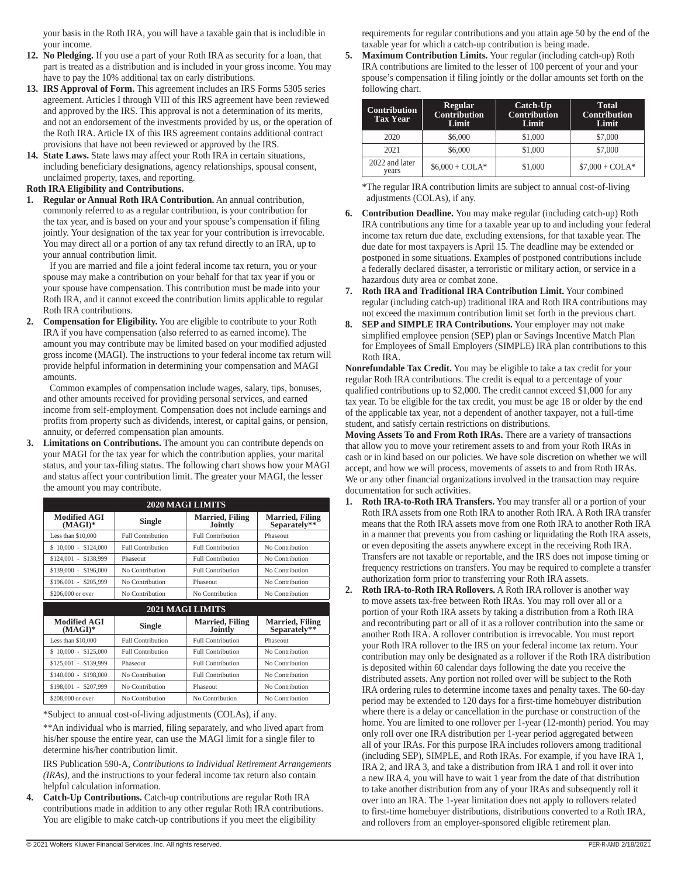your basis in the Roth IRA, you will have a taxable gain that is includible in your income.

12. **No Pledging.** If you use a part of your Roth IRA as security for a loan, that part is treated as a distribution and is included in your gross income. You may have to pay the 10% additional tax on early distributions.
13. **IRS Approval of Form.** This agreement includes an IRS Forms 5305 series agreement. Articles I through VIII of this IRS agreement have been reviewed and approved by the IRS. This approval is not a determination of its merits, and not an endorsement of the investments provided by us, or the operation of the Roth IRA. Article IX of this IRS agreement contains additional contract provisions that have not been reviewed or approved by the IRS.
14. **State Laws.** State laws may affect your Roth IRA in certain situations, including beneficiary designations, agency relationships, spousal consent, unclaimed property, taxes, and reporting.

**Roth IRA Eligibility and Contributions.**

1. **Regular or Annual Roth IRA Contribution.** An annual contribution, commonly referred to as a regular contribution, is your contribution for the tax year, and is based on your and your spouse's compensation if filing jointly. Your designation of the tax year for your contribution is irrevocable. You may direct all or a portion of any tax refund directly to an IRA, up to your annual contribution limit.

   If you are married and file a joint federal income tax return, you or your spouse may make a contribution on your behalf for that tax year if you or your spouse have compensation. This contribution must be made into your Roth IRA, and it cannot exceed the contribution limits applicable to regular Roth IRA contributions.
2. **Compensation for Eligibility.** You are eligible to contribute to your Roth IRA if you have compensation (also referred to as earned income). The amount you may contribute may be limited based on your modified adjusted gross income (MAGI). The instructions to your federal income tax return will provide helpful information in determining your compensation and MAGI amounts.

   Common examples of compensation include wages, salary, tips, bonuses, and other amounts received for providing personal services, and earned income from self-employment. Compensation does not include earnings and profits from property such as dividends, interest, or capital gains, or pension, annuity, or deferred compensation plan amounts.
3. **Limitations on Contributions.** The amount you can contribute depends on your MAGI for the tax year for which the contribution applies, your marital status, and your tax-filing status. The following chart shows how your MAGI and status affect your contribution limit. The greater your MAGI, the lesser the amount you may contribute.

**2020 MAGI LIMITS**

| Modified AGI (MAGI)* | Single | Married, Filing Jointly | Married, Filing Separately** |
|---|---|---|---|
| Less than $10,000 | Full Contribution | Full Contribution | Phaseout |
| $ 10,000 - $124,000 | Full Contribution | Full Contribution | No Contribution |
| $124,001 - $138,999 | Phaseout | Full Contribution | No Contribution |
| $139,000 - $196,000 | No Contribution | Full Contribution | No Contribution |
| $196,001 - $205,999 | No Contribution | Phaseout | No Contribution |
| $206,000 or over | No Contribution | No Contribution | No Contribution |

**2021 MAGI LIMITS**

| Modified AGI (MAGI)* | Single | Married, Filing Jointly | Married, Filing Separately** |
|---|---|---|---|
| Less than $10,000 | Full Contribution | Full Contribution | Phaseout |
| $ 10,000 - $125,000 | Full Contribution | Full Contribution | No Contribution |
| $125,001 - $139,999 | Phaseout | Full Contribution | No Contribution |
| $140,000 - $198,000 | No Contribution | Full Contribution | No Contribution |
| $198,001 - $207,999 | No Contribution | Phaseout | No Contribution |
| $208,000 or over | No Contribution | No Contribution | No Contribution |

*Subject to annual cost-of-living adjustments (COLAs), if any.

**An individual who is married, filing separately, and who lived apart from his/her spouse the entire year, can use the MAGI limit for a single filer to determine his/her contribution limit.

IRS Publication 590-A, *Contributions to Individual Retirement Arrangements (IRAs)*, and the instructions to your federal income tax return also contain helpful calculation information.

4. **Catch-Up Contributions.** Catch-up contributions are regular Roth IRA contributions made in addition to any other regular Roth IRA contributions. You are eligible to make catch-up contributions if you meet the eligibility requirements for regular contributions and you attain age 50 by the end of the taxable year for which a catch-up contribution is being made.
5. **Maximum Contribution Limits.** Your regular (including catch-up) Roth IRA contributions are limited to the lesser of 100 percent of your and your spouse's compensation if filing jointly or the dollar amounts set forth on the following chart.

| Contribution Tax Year | Regular Contribution Limit | Catch-Up Contribution Limit | Total Contribution Limit |
|---|---|---|---|
| 2020 | $6,000 | $1,000 | $7,000 |
| 2021 | $6,000 | $1,000 | $7,000 |
| 2022 and later years | $6,000 + COLA* | $1,000 | $7,000 + COLA* |

*The regular IRA contribution limits are subject to annual cost-of-living adjustments (COLAs), if any.

6. **Contribution Deadline.** You may make regular (including catch-up) Roth IRA contributions any time for a taxable year up to and including your federal income tax return due date, excluding extensions, for that taxable year. The due date for most taxpayers is April 15. The deadline may be extended or postponed in some situations. Examples of postponed contributions include a federally declared disaster, a terroristic or military action, or service in a hazardous duty area or combat zone.
7. **Roth IRA and Traditional IRA Contribution Limit.** Your combined regular (including catch-up) traditional IRA and Roth IRA contributions may not exceed the maximum contribution limit set forth in the previous chart.
8. **SEP and SIMPLE IRA Contributions.** Your employer may not make simplified employee pension (SEP) plan or Savings Incentive Match Plan for Employees of Small Employers (SIMPLE) IRA plan contributions to this Roth IRA.

**Nonrefundable Tax Credit.** You may be eligible to take a tax credit for your regular Roth IRA contributions. The credit is equal to a percentage of your qualified contributions up to $2,000. The credit cannot exceed $1,000 for any tax year. To be eligible for the tax credit, you must be age 18 or older by the end of the applicable tax year, not a dependent of another taxpayer, not a full-time student, and satisfy certain restrictions on distributions.

**Moving Assets To and From Roth IRAs.** There are a variety of transactions that allow you to move your retirement assets to and from your Roth IRAs in cash or in kind based on our policies. We have sole discretion on whether we will accept, and how we will process, movements of assets to and from Roth IRAs. We or any other financial organizations involved in the transaction may require documentation for such activities.

1. **Roth IRA-to-Roth IRA Transfers.** You may transfer all or a portion of your Roth IRA assets from one Roth IRA to another Roth IRA. A Roth IRA transfer means that the Roth IRA assets move from one Roth IRA to another Roth IRA in a manner that prevents you from cashing or liquidating the Roth IRA assets, or even depositing the assets anywhere except in the receiving Roth IRA. Transfers are not taxable or reportable, and the IRS does not impose timing or frequency restrictions on transfers. You may be required to complete a transfer authorization form prior to transferring your Roth IRA assets.
2. **Roth IRA-to-Roth IRA Rollovers.** A Roth IRA rollover is another way to move assets tax-free between Roth IRAs. You may roll over all or a portion of your Roth IRA assets by taking a distribution from a Roth IRA and recontributing part or all of it as a rollover contribution into the same or another Roth IRA. A rollover contribution is irrevocable. You must report your Roth IRA rollover to the IRS on your federal income tax return. Your contribution may only be designated as a rollover if the Roth IRA distribution is deposited within 60 calendar days following the date you receive the distributed assets. Any portion not rolled over will be subject to the Roth IRA ordering rules to determine income taxes and penalty taxes. The 60-day period may be extended to 120 days for a first-time homebuyer distribution where there is a delay or cancellation in the purchase or construction of the home. You are limited to one rollover per 1-year (12-month) period. You may only roll over one IRA distribution per 1-year period aggregated between all of your IRAs. For this purpose IRA includes rollovers among traditional (including SEP), SIMPLE, and Roth IRAs. For example, if you have IRA 1, IRA 2, and IRA 3, and take a distribution from IRA 1 and roll it over into a new IRA 4, you will have to wait 1 year from the date of that distribution to take another distribution from any of your IRAs and subsequently roll it over into an IRA. The 1-year limitation does not apply to rollovers related to first-time homebuyer distributions, distributions converted to a Roth IRA, and rollovers from an employer-sponsored eligible retirement plan.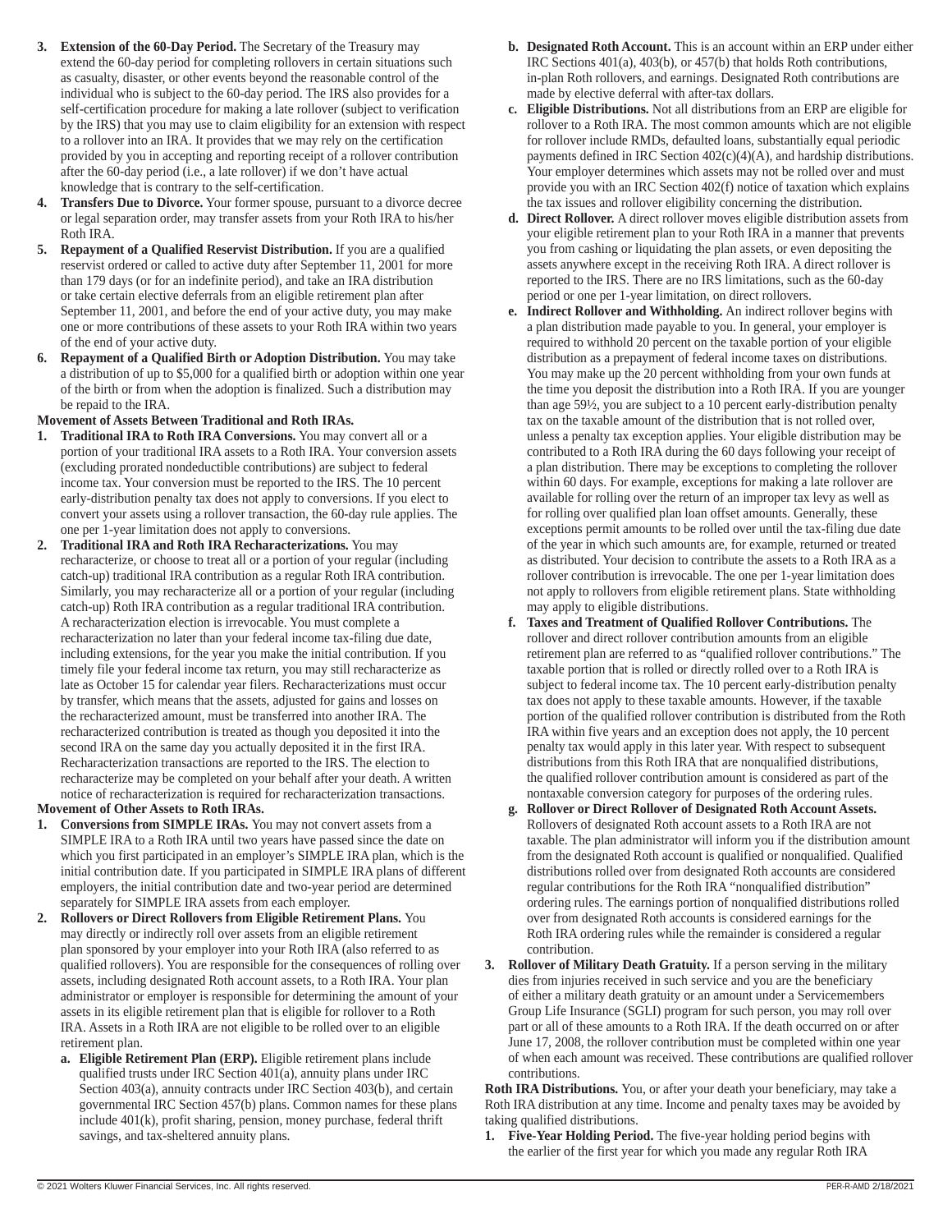3. **Extension of the 60-Day Period.** The Secretary of the Treasury may extend the 60-day period for completing rollovers in certain situations such as casualty, disaster, or other events beyond the reasonable control of the individual who is subject to the 60-day period. The IRS also provides for a self-certification procedure for making a late rollover (subject to verification by the IRS) that you may use to claim eligibility for an extension with respect to a rollover into an IRA. It provides that we may rely on the certification provided by you in accepting and reporting receipt of a rollover contribution after the 60-day period (i.e., a late rollover) if we don't have actual knowledge that is contrary to the self-certification.
4. **Transfers Due to Divorce.** Your former spouse, pursuant to a divorce decree or legal separation order, may transfer assets from your Roth IRA to his/her Roth IRA.
5. **Repayment of a Qualified Reservist Distribution.** If you are a qualified reservist ordered or called to active duty after September 11, 2001 for more than 179 days (or for an indefinite period), and take an IRA distribution or take certain elective deferrals from an eligible retirement plan after September 11, 2001, and before the end of your active duty, you may make one or more contributions of these assets to your Roth IRA within two years of the end of your active duty.
6. **Repayment of a Qualified Birth or Adoption Distribution.** You may take a distribution of up to $5,000 for a qualified birth or adoption within one year of the birth or from when the adoption is finalized. Such a distribution may be repaid to the IRA.

**Movement of Assets Between Traditional and Roth IRAs.**

1. **Traditional IRA to Roth IRA Conversions.** You may convert all or a portion of your traditional IRA assets to a Roth IRA. Your conversion assets (excluding prorated nondeductible contributions) are subject to federal income tax. Your conversion must be reported to the IRS. The 10 percent early-distribution penalty tax does not apply to conversions. If you elect to convert your assets using a rollover transaction, the 60-day rule applies. The one per 1-year limitation does not apply to conversions.
2. **Traditional IRA and Roth IRA Recharacterizations.** You may recharacterize, or choose to treat all or a portion of your regular (including catch-up) traditional IRA contribution as a regular Roth IRA contribution. Similarly, you may recharacterize all or a portion of your regular (including catch-up) Roth IRA contribution as a regular traditional IRA contribution. A recharacterization election is irrevocable. You must complete a recharacterization no later than your federal income tax-filing due date, including extensions, for the year you make the initial contribution. If you timely file your federal income tax return, you may still recharacterize as late as October 15 for calendar year filers. Recharacterizations must occur by transfer, which means that the assets, adjusted for gains and losses on the recharacterized amount, must be transferred into another IRA. The recharacterized contribution is treated as though you deposited it into the second IRA on the same day you actually deposited it in the first IRA. Recharacterization transactions are reported to the IRS. The election to recharacterize may be completed on your behalf after your death. A written notice of recharacterization is required for recharacterization transactions.

**Movement of Other Assets to Roth IRAs.**

1. **Conversions from SIMPLE IRAs.** You may not convert assets from a SIMPLE IRA to a Roth IRA until two years have passed since the date on which you first participated in an employer's SIMPLE IRA plan, which is the initial contribution date. If you participated in SIMPLE IRA plans of different employers, the initial contribution date and two-year period are determined separately for SIMPLE IRA assets from each employer.
2. **Rollovers or Direct Rollovers from Eligible Retirement Plans.** You may directly or indirectly roll over assets from an eligible retirement plan sponsored by your employer into your Roth IRA (also referred to as qualified rollovers). You are responsible for the consequences of rolling over assets, including designated Roth account assets, to a Roth IRA. Your plan administrator or employer is responsible for determining the amount of your assets in its eligible retirement plan that is eligible for rollover to a Roth IRA. Assets in a Roth IRA are not eligible to be rolled over to an eligible retirement plan.
   a. **Eligible Retirement Plan (ERP).** Eligible retirement plans include qualified trusts under IRC Section 401(a), annuity plans under IRC Section 403(a), annuity contracts under IRC Section 403(b), and certain governmental IRC Section 457(b) plans. Common names for these plans include 401(k), profit sharing, pension, money purchase, federal thrift savings, and tax-sheltered annuity plans.
   b. **Designated Roth Account.** This is an account within an ERP under either IRC Sections 401(a), 403(b), or 457(b) that holds Roth contributions, in-plan Roth rollovers, and earnings. Designated Roth contributions are made by elective deferral with after-tax dollars.
   c. **Eligible Distributions.** Not all distributions from an ERP are eligible for rollover to a Roth IRA. The most common amounts which are not eligible for rollover include RMDs, defaulted loans, substantially equal periodic payments defined in IRC Section 402(c)(4)(A), and hardship distributions. Your employer determines which assets may not be rolled over and must provide you with an IRC Section 402(f) notice of taxation which explains the tax issues and rollover eligibility concerning the distribution.
   d. **Direct Rollover.** A direct rollover moves eligible distribution assets from your eligible retirement plan to your Roth IRA in a manner that prevents you from cashing or liquidating the plan assets, or even depositing the assets anywhere except in the receiving Roth IRA. A direct rollover is reported to the IRS. There are no IRS limitations, such as the 60-day period or one per 1-year limitation, on direct rollovers.
   e. **Indirect Rollover and Withholding.** An indirect rollover begins with a plan distribution made payable to you. In general, your employer is required to withhold 20 percent on the taxable portion of your eligible distribution as a prepayment of federal income taxes on distributions. You may make up the 20 percent withholding from your own funds at the time you deposit the distribution into a Roth IRA. If you are younger than age 59½, you are subject to a 10 percent early-distribution penalty tax on the taxable amount of the distribution that is not rolled over, unless a penalty tax exception applies. Your eligible distribution may be contributed to a Roth IRA during the 60 days following your receipt of a plan distribution. There may be exceptions to completing the rollover within 60 days. For example, exceptions for making a late rollover are available for rolling over the return of an improper tax levy as well as for rolling over qualified plan loan offset amounts. Generally, these exceptions permit amounts to be rolled over until the tax-filing due date of the year in which such amounts are, for example, returned or treated as distributed. Your decision to contribute the assets to a Roth IRA as a rollover contribution is irrevocable. The one per 1-year limitation does not apply to rollovers from eligible retirement plans. State withholding may apply to eligible distributions.
   f. **Taxes and Treatment of Qualified Rollover Contributions.** The rollover and direct rollover contribution amounts from an eligible retirement plan are referred to as "qualified rollover contributions." The taxable portion that is rolled or directly rolled over to a Roth IRA is subject to federal income tax. The 10 percent early-distribution penalty tax does not apply to these taxable amounts. However, if the taxable portion of the qualified rollover contribution is distributed from the Roth IRA within five years and an exception does not apply, the 10 percent penalty tax would apply in this later year. With respect to subsequent distributions from this Roth IRA that are nonqualified distributions, the qualified rollover contribution amount is considered as part of the nontaxable conversion category for purposes of the ordering rules.
   g. **Rollover or Direct Rollover of Designated Roth Account Assets.** Rollovers of designated Roth account assets to a Roth IRA are not taxable. The plan administrator will inform you if the distribution amount from the designated Roth account is qualified or nonqualified. Qualified distributions rolled over from designated Roth accounts are considered regular contributions for the Roth IRA "nonqualified distribution" ordering rules. The earnings portion of nonqualified distributions rolled over from designated Roth accounts is considered earnings for the Roth IRA ordering rules while the remainder is considered a regular contribution.
3. **Rollover of Military Death Gratuity.** If a person serving in the military dies from injuries received in such service and you are the beneficiary of either a military death gratuity or an amount under a Servicemembers Group Life Insurance (SGLI) program for such person, you may roll over part or all of these amounts to a Roth IRA. If the death occurred on or after June 17, 2008, the rollover contribution must be completed within one year of when each amount was received. These contributions are qualified rollover contributions.

**Roth IRA Distributions.** You, or after your death your beneficiary, may take a Roth IRA distribution at any time. Income and penalty taxes may be avoided by taking qualified distributions.

1. **Five-Year Holding Period.** The five-year holding period begins with the earlier of the first year for which you made any regular Roth IRA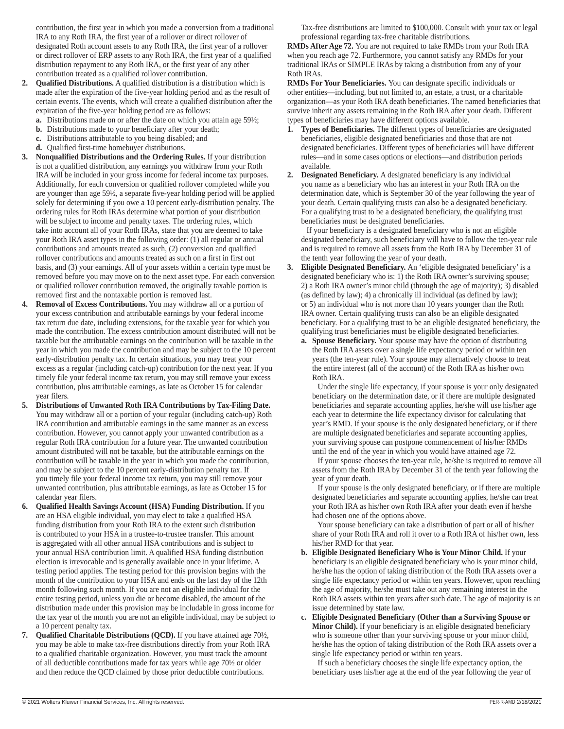contribution, the first year in which you made a conversion from a traditional IRA to any Roth IRA, the first year of a rollover or direct rollover of designated Roth account assets to any Roth IRA, the first year of a rollover or direct rollover of ERP assets to any Roth IRA, the first year of a qualified distribution repayment to any Roth IRA, or the first year of any other contribution treated as a qualified rollover contribution.

2. **Qualified Distributions.** A qualified distribution is a distribution which is made after the expiration of the five-year holding period and as the result of certain events. The events, which will create a qualified distribution after the expiration of the five-year holding period are as follows:
   a. Distributions made on or after the date on which you attain age 59½;
   b. Distributions made to your beneficiary after your death;
   c. Distributions attributable to you being disabled; and
   d. Qualified first-time homebuyer distributions.

3. **Nonqualified Distributions and the Ordering Rules.** If your distribution is not a qualified distribution, any earnings you withdraw from your Roth IRA will be included in your gross income for federal income tax purposes. Additionally, for each conversion or qualified rollover completed while you are younger than age 59½, a separate five-year holding period will be applied solely for determining if you owe a 10 percent early-distribution penalty. The ordering rules for Roth IRAs determine what portion of your distribution will be subject to income and penalty taxes. The ordering rules, which take into account all of your Roth IRAs, state that you are deemed to take your Roth IRA asset types in the following order: (1) all regular or annual contributions and amounts treated as such, (2) conversion and qualified rollover contributions and amounts treated as such on a first in first out basis, and (3) your earnings. All of your assets within a certain type must be removed before you may move on to the next asset type. For each conversion or qualified rollover contribution removed, the originally taxable portion is removed first and the nontaxable portion is removed last.

4. **Removal of Excess Contributions.** You may withdraw all or a portion of your excess contribution and attributable earnings by your federal income tax return due date, including extensions, for the taxable year for which you made the contribution. The excess contribution amount distributed will not be taxable but the attributable earnings on the contribution will be taxable in the year in which you made the contribution and may be subject to the 10 percent early-distribution penalty tax. In certain situations, you may treat your excess as a regular (including catch-up) contribution for the next year. If you timely file your federal income tax return, you may still remove your excess contribution, plus attributable earnings, as late as October 15 for calendar year filers.

5. **Distributions of Unwanted Roth IRA Contributions by Tax-Filing Date.** You may withdraw all or a portion of your regular (including catch-up) Roth IRA contribution and attributable earnings in the same manner as an excess contribution. However, you cannot apply your unwanted contribution as a regular Roth IRA contribution for a future year. The unwanted contribution amount distributed will not be taxable, but the attributable earnings on the contribution will be taxable in the year in which you made the contribution, and may be subject to the 10 percent early-distribution penalty tax. If you timely file your federal income tax return, you may still remove your unwanted contribution, plus attributable earnings, as late as October 15 for calendar year filers.

6. **Qualified Health Savings Account (HSA) Funding Distribution.** If you are an HSA eligible individual, you may elect to take a qualified HSA funding distribution from your Roth IRA to the extent such distribution is contributed to your HSA in a trustee-to-trustee transfer. This amount is aggregated with all other annual HSA contributions and is subject to your annual HSA contribution limit. A qualified HSA funding distribution election is irrevocable and is generally available once in your lifetime. A testing period applies. The testing period for this provision begins with the month of the contribution to your HSA and ends on the last day of the 12th month following such month. If you are not an eligible individual for the entire testing period, unless you die or become disabled, the amount of the distribution made under this provision may be includable in gross income for the tax year of the month you are not an eligible individual, may be subject to a 10 percent penalty tax.

7. **Qualified Charitable Distributions (QCD).** If you have attained age 70½, you may be able to make tax-free distributions directly from your Roth IRA to a qualified charitable organization. However, you must track the amount of all deductible contributions made for tax years while age 70½ or older and then reduce the QCD claimed by those prior deductible contributions. Tax-free distributions are limited to $100,000. Consult with your tax or legal professional regarding tax-free charitable distributions.

**RMDs After Age 72.** You are not required to take RMDs from your Roth IRA when you reach age 72. Furthermore, you cannot satisfy any RMDs for your traditional IRAs or SIMPLE IRAs by taking a distribution from any of your Roth IRAs.

**RMDs For Your Beneficiaries.** You can designate specific individuals or other entities—including, but not limited to, an estate, a trust, or a charitable organization—as your Roth IRA death beneficiaries. The named beneficiaries that survive inherit any assets remaining in the Roth IRA after your death. Different types of beneficiaries may have different options available.

1. **Types of Beneficiaries.** The different types of beneficiaries are designated beneficiaries, eligible designated beneficiaries and those that are not designated beneficiaries. Different types of beneficiaries will have different rules—and in some cases options or elections—and distribution periods available.

2. **Designated Beneficiary.** A designated beneficiary is any individual you name as a beneficiary who has an interest in your Roth IRA on the determination date, which is September 30 of the year following the year of your death. Certain qualifying trusts can also be a designated beneficiary. For a qualifying trust to be a designated beneficiary, the qualifying trust beneficiaries must be designated beneficiaries.

   If your beneficiary is a designated beneficiary who is not an eligible designated beneficiary, such beneficiary will have to follow the ten-year rule and is required to remove all assets from the Roth IRA by December 31 of the tenth year following the year of your death.

3. **Eligible Designated Beneficiary.** An 'eligible designated beneficiary' is a designated beneficiary who is: 1) the Roth IRA owner's surviving spouse; 2) a Roth IRA owner's minor child (through the age of majority); 3) disabled (as defined by law); 4) a chronically ill individual (as defined by law); or 5) an individual who is not more than 10 years younger than the Roth IRA owner. Certain qualifying trusts can also be an eligible designated beneficiary. For a qualifying trust to be an eligible designated beneficiary, the qualifying trust beneficiaries must be eligible designated beneficiaries.

   a. **Spouse Beneficiary.** Your spouse may have the option of distributing the Roth IRA assets over a single life expectancy period or within ten years (the ten-year rule). Your spouse may alternatively choose to treat the entire interest (all of the account) of the Roth IRA as his/her own Roth IRA.

      Under the single life expectancy, if your spouse is your only designated beneficiary on the determination date, or if there are multiple designated beneficiaries and separate accounting applies, he/she will use his/her age each year to determine the life expectancy divisor for calculating that year's RMD. If your spouse is the only designated beneficiary, or if there are multiple designated beneficiaries and separate accounting applies, your surviving spouse can postpone commencement of his/her RMDs until the end of the year in which you would have attained age 72.

      If your spouse chooses the ten-year rule, he/she is required to remove all assets from the Roth IRA by December 31 of the tenth year following the year of your death.

      If your spouse is the only designated beneficiary, or if there are multiple designated beneficiaries and separate accounting applies, he/she can treat your Roth IRA as his/her own Roth IRA after your death even if he/she had chosen one of the options above.

      Your spouse beneficiary can take a distribution of part or all of his/her share of your Roth IRA and roll it over to a Roth IRA of his/her own, less his/her RMD for that year.

   b. **Eligible Designated Beneficiary Who is Your Minor Child.** If your beneficiary is an eligible designated beneficiary who is your minor child, he/she has the option of taking distribution of the Roth IRA assets over a single life expectancy period or within ten years. However, upon reaching the age of majority, he/she must take out any remaining interest in the Roth IRA assets within ten years after such date. The age of majority is an issue determined by state law.

   c. **Eligible Designated Beneficiary (Other than a Surviving Spouse or Minor Child).** If your beneficiary is an eligible designated beneficiary who is someone other than your surviving spouse or your minor child, he/she has the option of taking distribution of the Roth IRA assets over a single life expectancy period or within ten years.

      If such a beneficiary chooses the single life expectancy option, the beneficiary uses his/her age at the end of the year following the year of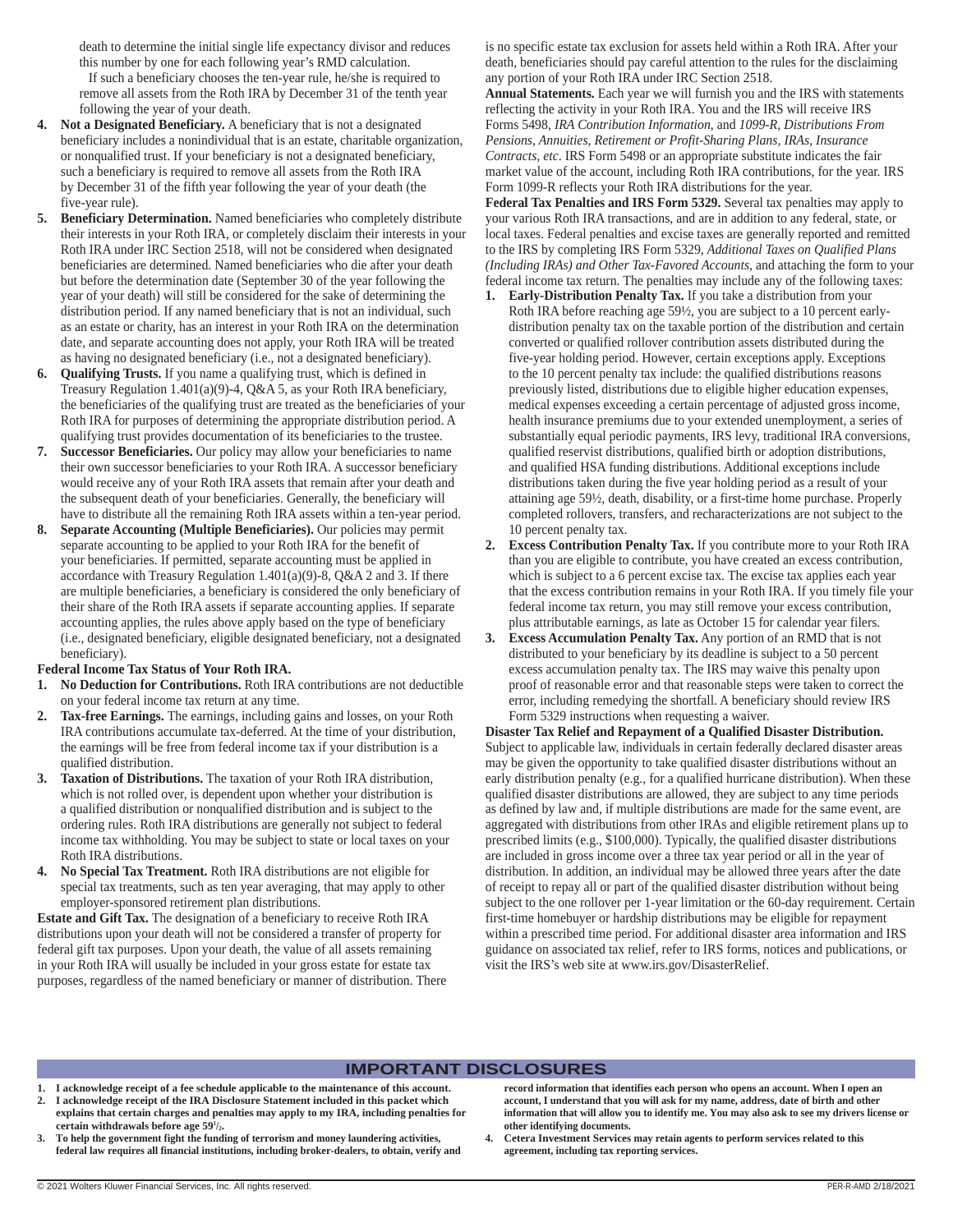death to determine the initial single life expectancy divisor and reduces this number by one for each following year's RMD calculation.

If such a beneficiary chooses the ten-year rule, he/she is required to remove all assets from the Roth IRA by December 31 of the tenth year following the year of your death.

4. **Not a Designated Beneficiary.** A beneficiary that is not a designated beneficiary includes a nonindividual that is an estate, charitable organization, or nonqualified trust. If your beneficiary is not a designated beneficiary, such a beneficiary is required to remove all assets from the Roth IRA by December 31 of the fifth year following the year of your death (the five-year rule).
5. **Beneficiary Determination.** Named beneficiaries who completely distribute their interests in your Roth IRA, or completely disclaim their interests in your Roth IRA under IRC Section 2518, will not be considered when designated beneficiaries are determined. Named beneficiaries who die after your death but before the determination date (September 30 of the year following the year of your death) will still be considered for the sake of determining the distribution period. If any named beneficiary that is not an individual, such as an estate or charity, has an interest in your Roth IRA on the determination date, and separate accounting does not apply, your Roth IRA will be treated as having no designated beneficiary (i.e., not a designated beneficiary).
6. **Qualifying Trusts.** If you name a qualifying trust, which is defined in Treasury Regulation 1.401(a)(9)-4, Q&A 5, as your Roth IRA beneficiary, the beneficiaries of the qualifying trust are treated as the beneficiaries of your Roth IRA for purposes of determining the appropriate distribution period. A qualifying trust provides documentation of its beneficiaries to the trustee.
7. **Successor Beneficiaries.** Our policy may allow your beneficiaries to name their own successor beneficiaries to your Roth IRA. A successor beneficiary would receive any of your Roth IRA assets that remain after your death and the subsequent death of your beneficiaries. Generally, the beneficiary will have to distribute all the remaining Roth IRA assets within a ten-year period.
8. **Separate Accounting (Multiple Beneficiaries).** Our policies may permit separate accounting to be applied to your Roth IRA for the benefit of your beneficiaries. If permitted, separate accounting must be applied in accordance with Treasury Regulation 1.401(a)(9)-8, Q&A 2 and 3. If there are multiple beneficiaries, a beneficiary is considered the only beneficiary of their share of the Roth IRA assets if separate accounting applies. If separate accounting applies, the rules above apply based on the type of beneficiary (i.e., designated beneficiary, eligible designated beneficiary, not a designated beneficiary).

**Federal Income Tax Status of Your Roth IRA.**

1. **No Deduction for Contributions.** Roth IRA contributions are not deductible on your federal income tax return at any time.
2. **Tax-free Earnings.** The earnings, including gains and losses, on your Roth IRA contributions accumulate tax-deferred. At the time of your distribution, the earnings will be free from federal income tax if your distribution is a qualified distribution.
3. **Taxation of Distributions.** The taxation of your Roth IRA distribution, which is not rolled over, is dependent upon whether your distribution is a qualified distribution or nonqualified distribution and is subject to the ordering rules. Roth IRA distributions are generally not subject to federal income tax withholding. You may be subject to state or local taxes on your Roth IRA distributions.
4. **No Special Tax Treatment.** Roth IRA distributions are not eligible for special tax treatments, such as ten year averaging, that may apply to other employer-sponsored retirement plan distributions.

**Estate and Gift Tax.** The designation of a beneficiary to receive Roth IRA distributions upon your death will not be considered a transfer of property for federal gift tax purposes. Upon your death, the value of all assets remaining in your Roth IRA will usually be included in your gross estate for estate tax purposes, regardless of the named beneficiary or manner of distribution. There is no specific estate tax exclusion for assets held within a Roth IRA. After your death, beneficiaries should pay careful attention to the rules for the disclaiming any portion of your Roth IRA under IRC Section 2518.

**Annual Statements.** Each year we will furnish you and the IRS with statements reflecting the activity in your Roth IRA. You and the IRS will receive IRS Forms 5498, *IRA Contribution Information*, and *1099-R, Distributions From Pensions, Annuities, Retirement or Profit-Sharing Plans, IRAs, Insurance Contracts, etc*. IRS Form 5498 or an appropriate substitute indicates the fair market value of the account, including Roth IRA contributions, for the year. IRS Form 1099-R reflects your Roth IRA distributions for the year.

**Federal Tax Penalties and IRS Form 5329.** Several tax penalties may apply to your various Roth IRA transactions, and are in addition to any federal, state, or local taxes. Federal penalties and excise taxes are generally reported and remitted to the IRS by completing IRS Form 5329, *Additional Taxes on Qualified Plans (Including IRAs) and Other Tax-Favored Accounts*, and attaching the form to your federal income tax return. The penalties may include any of the following taxes:

1. **Early-Distribution Penalty Tax.** If you take a distribution from your Roth IRA before reaching age 59½, you are subject to a 10 percent early-distribution penalty tax on the taxable portion of the distribution and certain converted or qualified rollover contribution assets distributed during the five-year holding period. However, certain exceptions apply. Exceptions to the 10 percent penalty tax include: the qualified distributions reasons previously listed, distributions due to eligible higher education expenses, medical expenses exceeding a certain percentage of adjusted gross income, health insurance premiums due to your extended unemployment, a series of substantially equal periodic payments, IRS levy, traditional IRA conversions, qualified reservist distributions, qualified birth or adoption distributions, and qualified HSA funding distributions. Additional exceptions include distributions taken during the five year holding period as a result of your attaining age 59½, death, disability, or a first-time home purchase. Properly completed rollovers, transfers, and recharacterizations are not subject to the 10 percent penalty tax.
2. **Excess Contribution Penalty Tax.** If you contribute more to your Roth IRA than you are eligible to contribute, you have created an excess contribution, which is subject to a 6 percent excise tax. The excise tax applies each year that the excess contribution remains in your Roth IRA. If you timely file your federal income tax return, you may still remove your excess contribution, plus attributable earnings, as late as October 15 for calendar year filers.
3. **Excess Accumulation Penalty Tax.** Any portion of an RMD that is not distributed to your beneficiary by its deadline is subject to a 50 percent excess accumulation penalty tax. The IRS may waive this penalty upon proof of reasonable error and that reasonable steps were taken to correct the error, including remedying the shortfall. A beneficiary should review IRS Form 5329 instructions when requesting a waiver.

**Disaster Tax Relief and Repayment of a Qualified Disaster Distribution.** Subject to applicable law, individuals in certain federally declared disaster areas may be given the opportunity to take qualified disaster distributions without an early distribution penalty (e.g., for a qualified hurricane distribution). When these qualified disaster distributions are allowed, they are subject to any time periods as defined by law and, if multiple distributions are made for the same event, are aggregated with distributions from other IRAs and eligible retirement plans up to prescribed limits (e.g., $100,000). Typically, the qualified disaster distributions are included in gross income over a three tax year period or all in the year of distribution. In addition, an individual may be allowed three years after the date of receipt to repay all or part of the qualified disaster distribution without being subject to the one rollover per 1-year limitation or the 60-day requirement. Certain first-time homebuyer or hardship distributions may be eligible for repayment within a prescribed time period. For additional disaster area information and IRS guidance on associated tax relief, refer to IRS forms, notices and publications, or visit the IRS's web site at www.irs.gov/DisasterRelief.

## IMPORTANT DISCLOSURES

1. **I acknowledge receipt of a fee schedule applicable to the maintenance of this account.**
2. **I acknowledge receipt of the IRA Disclosure Statement included in this packet which explains that certain charges and penalties may apply to my IRA, including penalties for certain withdrawals before age 59½.**
3. **To help the government fight the funding of terrorism and money laundering activities, federal law requires all financial institutions, including broker-dealers, to obtain, verify and record information that identifies each person who opens an account. When I open an account, I understand that you will ask for my name, address, date of birth and other information that will allow you to identify me. You may also ask to see my drivers license or other identifying documents.**
4. **Cetera Investment Services may retain agents to perform services related to this agreement, including tax reporting services.**

© 2021 Wolters Kluwer Financial Services, Inc. All rights reserved. PER-R-AMD 2/18/2021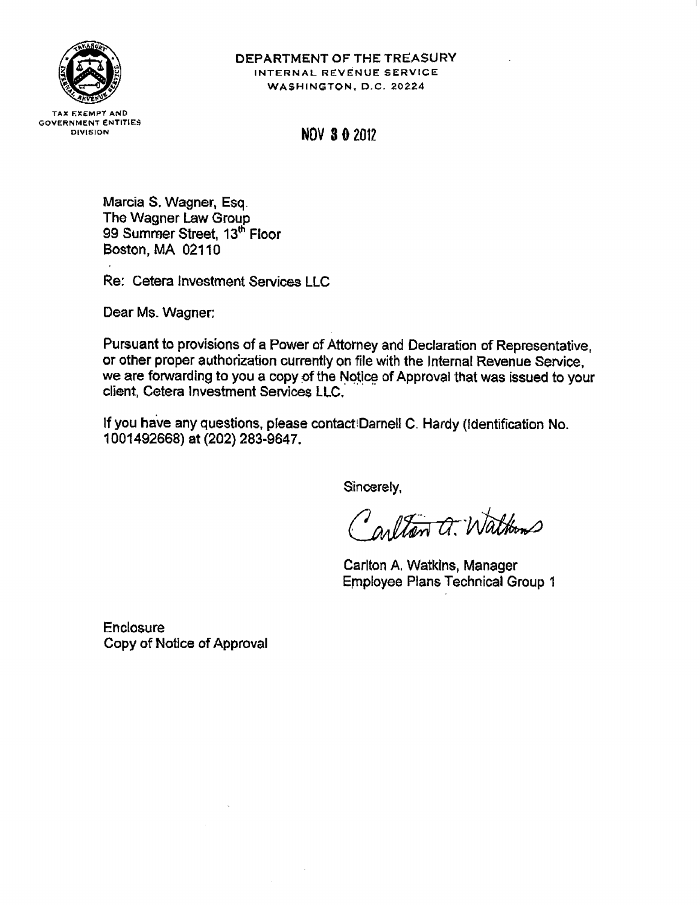DEPARTMENT OF THE TREASURY
INTERNAL REVENUE SERVICE
WASHINGTON, D.C. 20224

TAX EXEMPT AND
GOVERNMENT ENTITIES
DIVISION

NOV 30 2012

Marcia S. Wagner, Esq.
The Wagner Law Group
99 Summer Street, 13th Floor
Boston, MA 02110

Re: Cetera Investment Services LLC

Dear Ms. Wagner:

Pursuant to provisions of a Power of Attorney and Declaration of Representative, or other proper authorization currently on file with the Internal Revenue Service, we are forwarding to you a copy of the Notice of Approval that was issued to your client, Cetera Investment Services LLC.

If you have any questions, please contact Darnell C. Hardy (Identification No. 1001492668) at (202) 283-9647.

Sincerely,

Carlton A. Watkins

Carlton A. Watkins, Manager
Employee Plans Technical Group 1

Enclosure
Copy of Notice of Approval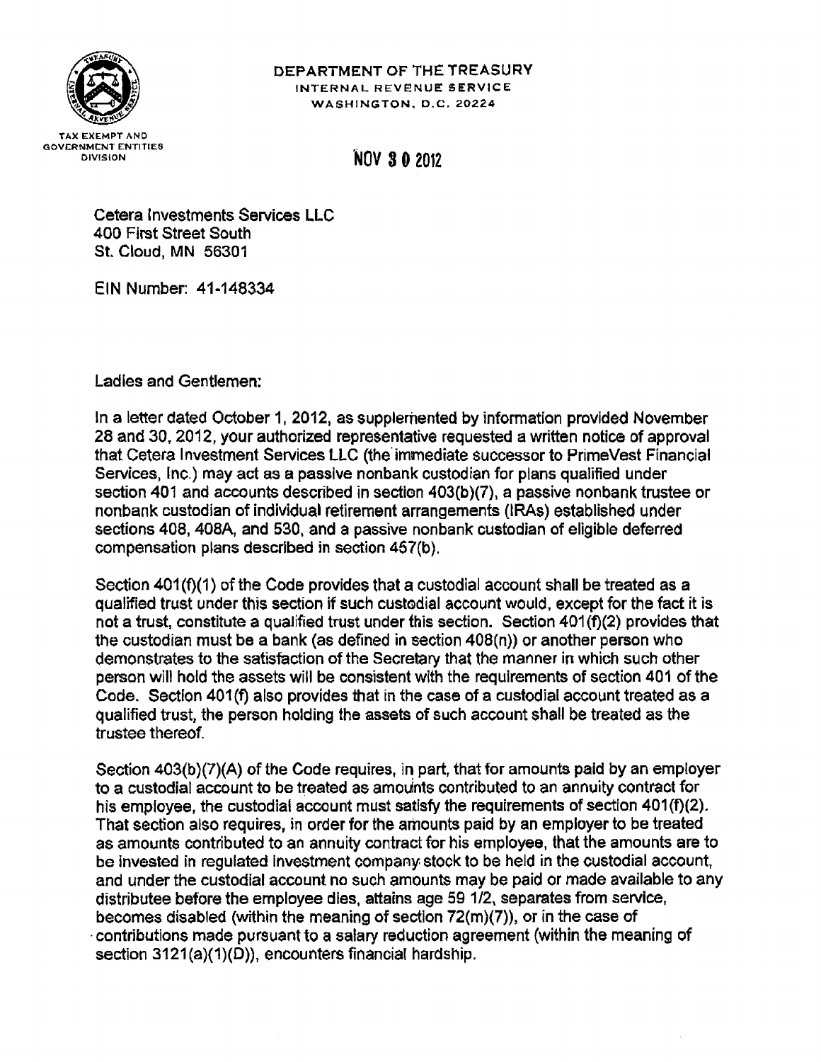DEPARTMENT OF THE TREASURY
INTERNAL REVENUE SERVICE
WASHINGTON, D.C. 20224

TAX EXEMPT AND GOVERNMENT ENTITIES DIVISION

NOV 30 2012

Cetera Investments Services LLC
400 First Street South
St. Cloud, MN 56301

EIN Number: 41-148334

Ladies and Gentlemen:

In a letter dated October 1, 2012, as supplemented by information provided November 28 and 30, 2012, your authorized representative requested a written notice of approval that Cetera Investment Services LLC (the immediate successor to PrimeVest Financial Services, Inc.) may act as a passive nonbank custodian for plans qualified under section 401 and accounts described in section 403(b)(7), a passive nonbank trustee or nonbank custodian of individual retirement arrangements (IRAs) established under sections 408, 408A, and 530, and a passive nonbank custodian of eligible deferred compensation plans described in section 457(b).

Section 401(f)(1) of the Code provides that a custodial account shall be treated as a qualified trust under this section if such custodial account would, except for the fact it is not a trust, constitute a qualified trust under this section. Section 401(f)(2) provides that the custodian must be a bank (as defined in section 408(n)) or another person who demonstrates to the satisfaction of the Secretary that the manner in which such other person will hold the assets will be consistent with the requirements of section 401 of the Code. Section 401(f) also provides that in the case of a custodial account treated as a qualified trust, the person holding the assets of such account shall be treated as the trustee thereof.

Section 403(b)(7)(A) of the Code requires, in part, that for amounts paid by an employer to a custodial account to be treated as amounts contributed to an annuity contract for his employee, the custodial account must satisfy the requirements of section 401(f)(2). That section also requires, in order for the amounts paid by an employer to be treated as amounts contributed to an annuity contract for his employee, that the amounts are to be invested in regulated investment company stock to be held in the custodial account, and under the custodial account no such amounts may be paid or made available to any distributee before the employee dies, attains age 59 1/2, separates from service, becomes disabled (within the meaning of section 72(m)(7)), or in the case of contributions made pursuant to a salary reduction agreement (within the meaning of section 3121(a)(1)(D)), encounters financial hardship.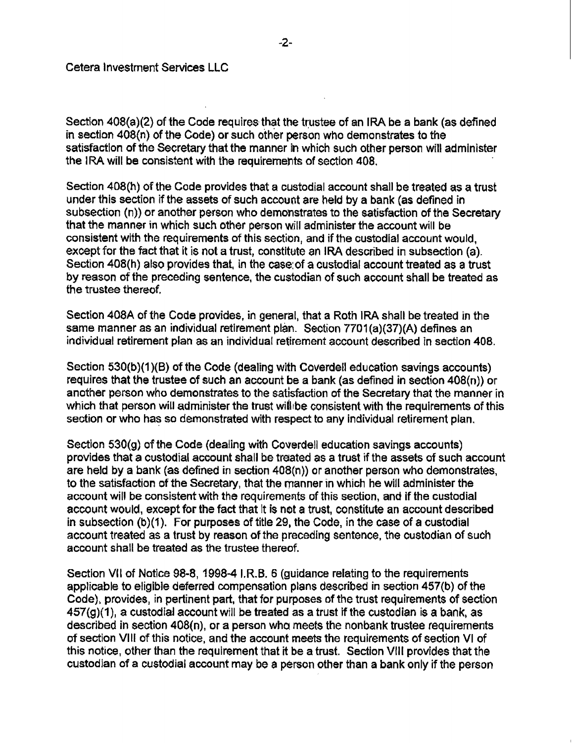Cetera Investment Services LLC

Section 408(a)(2) of the Code requires that the trustee of an IRA be a bank (as defined in section 408(n) of the Code) or such other person who demonstrates to the satisfaction of the Secretary that the manner in which such other person will administer the IRA will be consistent with the requirements of section 408.

Section 408(h) of the Code provides that a custodial account shall be treated as a trust under this section if the assets of such account are held by a bank (as defined in subsection (n)) or another person who demonstrates to the satisfaction of the Secretary that the manner in which such other person will administer the account will be consistent with the requirements of this section, and if the custodial account would, except for the fact that it is not a trust, constitute an IRA described in subsection (a). Section 408(h) also provides that, in the case of a custodial account treated as a trust by reason of the preceding sentence, the custodian of such account shall be treated as the trustee thereof.

Section 408A of the Code provides, in general, that a Roth IRA shall be treated in the same manner as an individual retirement plan. Section 7701(a)(37)(A) defines an individual retirement plan as an individual retirement account described in section 408.

Section 530(b)(1)(B) of the Code (dealing with Coverdell education savings accounts) requires that the trustee of such an account be a bank (as defined in section 408(n)) or another person who demonstrates to the satisfaction of the Secretary that the manner in which that person will administer the trust will be consistent with the requirements of this section or who has so demonstrated with respect to any individual retirement plan.

Section 530(g) of the Code (dealing with Coverdell education savings accounts) provides that a custodial account shall be treated as a trust if the assets of such account are held by a bank (as defined in section 408(n)) or another person who demonstrates, to the satisfaction of the Secretary, that the manner in which he will administer the account will be consistent with the requirements of this section, and if the custodial account would, except for the fact that it is not a trust, constitute an account described in subsection (b)(1). For purposes of title 29, the Code, in the case of a custodial account treated as a trust by reason of the preceding sentence, the custodian of such account shall be treated as the trustee thereof.

Section VII of Notice 98-8, 1998-4 I.R.B. 6 (guidance relating to the requirements applicable to eligible deferred compensation plans described in section 457(b) of the Code), provides, in pertinent part, that for purposes of the trust requirements of section 457(g)(1), a custodial account will be treated as a trust if the custodian is a bank, as described in section 408(n), or a person who meets the nonbank trustee requirements of section VIII of this notice, and the account meets the requirements of section VI of this notice, other than the requirement that it be a trust. Section VIII provides that the custodian of a custodial account may be a person other than a bank only if the person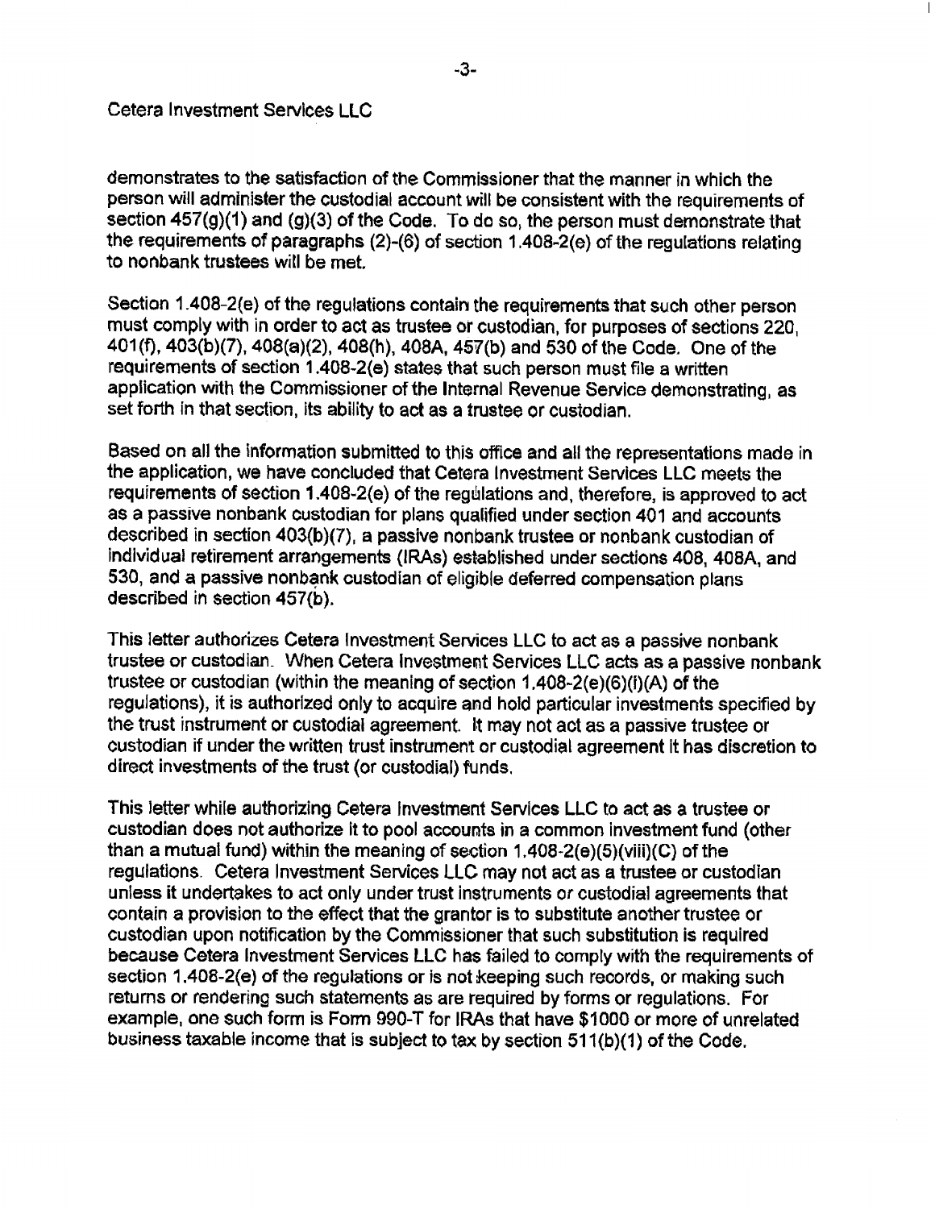demonstrates to the satisfaction of the Commissioner that the manner in which the person will administer the custodial account will be consistent with the requirements of section 457(g)(1) and (g)(3) of the Code. To do so, the person must demonstrate that the requirements of paragraphs (2)-(6) of section 1.408-2(e) of the regulations relating to nonbank trustees will be met.

Section 1.408-2(e) of the regulations contain the requirements that such other person must comply with in order to act as trustee or custodian, for purposes of sections 220, 401(f), 403(b)(7), 408(a)(2), 408(h), 408A, 457(b) and 530 of the Code. One of the requirements of section 1.408-2(e) states that such person must file a written application with the Commissioner of the Internal Revenue Service demonstrating, as set forth in that section, its ability to act as a trustee or custodian.

Based on all the information submitted to this office and all the representations made in the application, we have concluded that Cetera Investment Services LLC meets the requirements of section 1.408-2(e) of the regulations and, therefore, is approved to act as a passive nonbank custodian for plans qualified under section 401 and accounts described in section 403(b)(7), a passive nonbank trustee or nonbank custodian of individual retirement arrangements (IRAs) established under sections 408, 408A, and 530, and a passive nonbank custodian of eligible deferred compensation plans described in section 457(b).

This letter authorizes Cetera Investment Services LLC to act as a passive nonbank trustee or custodian. When Cetera Investment Services LLC acts as a passive nonbank trustee or custodian (within the meaning of section 1.408-2(e)(6)(i)(A) of the regulations), it is authorized only to acquire and hold particular investments specified by the trust instrument or custodial agreement. It may not act as a passive trustee or custodian if under the written trust instrument or custodial agreement it has discretion to direct investments of the trust (or custodial) funds.

This letter while authorizing Cetera Investment Services LLC to act as a trustee or custodian does not authorize it to pool accounts in a common investment fund (other than a mutual fund) within the meaning of section 1.408-2(e)(5)(viii)(C) of the regulations. Cetera Investment Services LLC may not act as a trustee or custodian unless it undertakes to act only under trust instruments or custodial agreements that contain a provision to the effect that the grantor is to substitute another trustee or custodian upon notification by the Commissioner that such substitution is required because Cetera Investment Services LLC has failed to comply with the requirements of section 1.408-2(e) of the regulations or is not keeping such records, or making such returns or rendering such statements as are required by forms or regulations. For example, one such form is Form 990-T for IRAs that have $1000 or more of unrelated business taxable income that is subject to tax by section 511(b)(1) of the Code.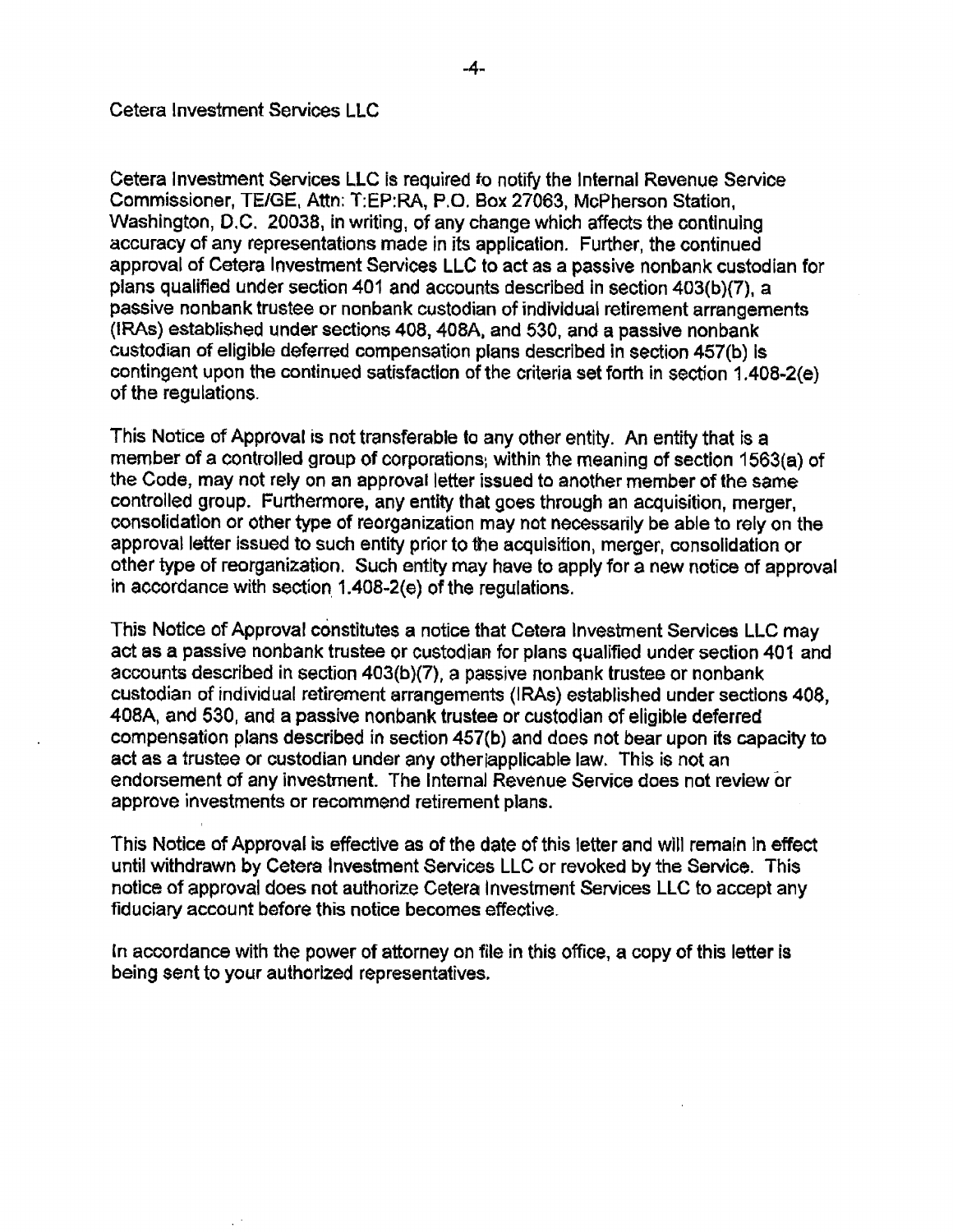Cetera Investment Services LLC

Cetera Investment Services LLC is required to notify the Internal Revenue Service Commissioner, TE/GE, Attn: T:EP:RA, P.O. Box 27063, McPherson Station, Washington, D.C. 20038, in writing, of any change which affects the continuing accuracy of any representations made in its application. Further, the continued approval of Cetera Investment Services LLC to act as a passive nonbank custodian for plans qualified under section 401 and accounts described in section 403(b)(7), a passive nonbank trustee or nonbank custodian of individual retirement arrangements (IRAs) established under sections 408, 408A, and 530, and a passive nonbank custodian of eligible deferred compensation plans described in section 457(b) is contingent upon the continued satisfaction of the criteria set forth in section 1.408-2(e) of the regulations.

This Notice of Approval is not transferable to any other entity. An entity that is a member of a controlled group of corporations, within the meaning of section 1563(a) of the Code, may not rely on an approval letter issued to another member of the same controlled group. Furthermore, any entity that goes through an acquisition, merger, consolidation or other type of reorganization may not necessarily be able to rely on the approval letter issued to such entity prior to the acquisition, merger, consolidation or other type of reorganization. Such entity may have to apply for a new notice of approval in accordance with section 1.408-2(e) of the regulations.

This Notice of Approval constitutes a notice that Cetera Investment Services LLC may act as a passive nonbank trustee or custodian for plans qualified under section 401 and accounts described in section 403(b)(7), a passive nonbank trustee or nonbank custodian of individual retirement arrangements (IRAs) established under sections 408, 408A, and 530, and a passive nonbank trustee or custodian of eligible deferred compensation plans described in section 457(b) and does not bear upon its capacity to act as a trustee or custodian under any other applicable law. This is not an endorsement of any investment. The Internal Revenue Service does not review or approve investments or recommend retirement plans.

This Notice of Approval is effective as of the date of this letter and will remain in effect until withdrawn by Cetera Investment Services LLC or revoked by the Service. This notice of approval does not authorize Cetera Investment Services LLC to accept any fiduciary account before this notice becomes effective.

In accordance with the power of attorney on file in this office, a copy of this letter is being sent to your authorized representatives.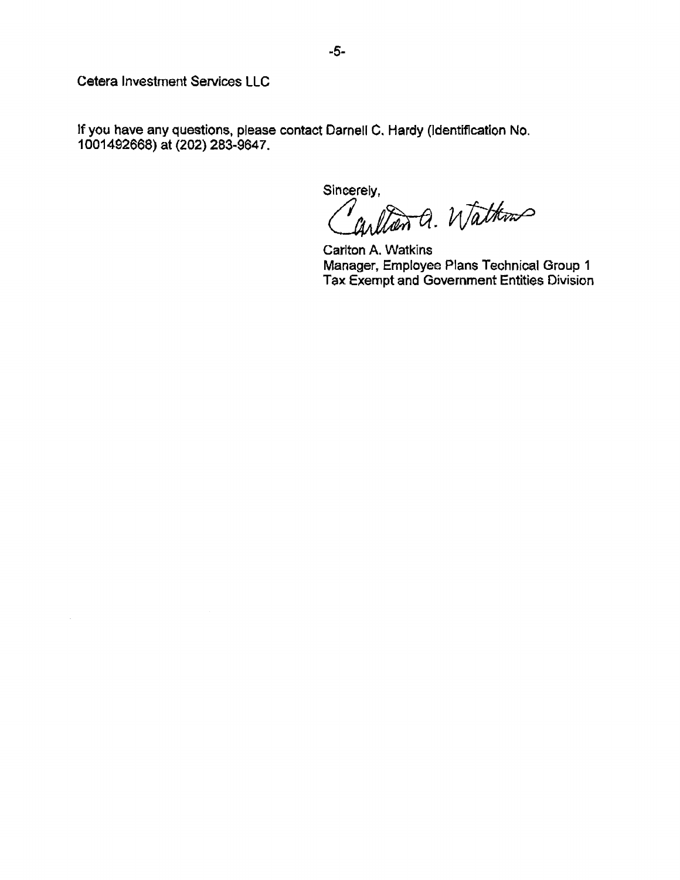Cetera Investment Services LLC

If you have any questions, please contact Darnell C. Hardy (Identification No. 1001492668) at (202) 283-9647.

Sincerely,

Carlton A. Watkins

Carlton A. Watkins
Manager, Employee Plans Technical Group 1
Tax Exempt and Government Entities Division